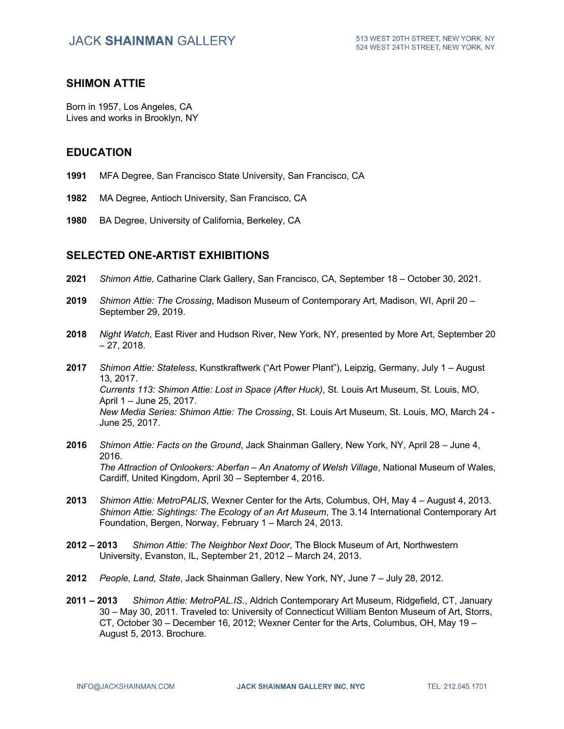# SHIMON ATTIE

Born in 1957, Los Angeles, CA
Lives and works in Brooklyn, NY

## EDUCATION

**1991** MFA Degree, San Francisco State University, San Francisco, CA

**1982** MA Degree, Antioch University, San Francisco, CA

**1980** BA Degree, University of California, Berkeley, CA

## SELECTED ONE-ARTIST EXHIBITIONS

**2021** *Shimon Attie*, Catharine Clark Gallery, San Francisco, CA, September 18 – October 30, 2021.

**2019** *Shimon Attie: The Crossing*, Madison Museum of Contemporary Art, Madison, WI, April 20 – September 29, 2019.

**2018** *Night Watch*, East River and Hudson River, New York, NY, presented by More Art, September 20 – 27, 2018.

**2017** *Shimon Attie: Stateless*, Kunstkraftwerk ("Art Power Plant"), Leipzig, Germany, July 1 – August 13, 2017.
*Currents 113: Shimon Attie: Lost in Space (After Huck)*, St. Louis Art Museum, St. Louis, MO, April 1 – June 25, 2017.
*New Media Series: Shimon Attie: The Crossing*, St. Louis Art Museum, St. Louis, MO, March 24 - June 25, 2017.

**2016** *Shimon Attie: Facts on the Ground*, Jack Shainman Gallery, New York, NY, April 28 – June 4, 2016.
*The Attraction of Onlookers: Aberfan – An Anatomy of Welsh Village*, National Museum of Wales, Cardiff, United Kingdom, April 30 – September 4, 2016.

**2013** *Shimon Attie: MetroPALIS*, Wexner Center for the Arts, Columbus, OH, May 4 – August 4, 2013.
*Shimon Attie: Sightings: The Ecology of an Art Museum*, The 3.14 International Contemporary Art Foundation, Bergen, Norway, February 1 – March 24, 2013.

**2012 – 2013** *Shimon Attie: The Neighbor Next Door*, The Block Museum of Art, Northwestern University, Evanston, IL, September 21, 2012 – March 24, 2013.

**2012** *People, Land, State*, Jack Shainman Gallery, New York, NY, June 7 – July 28, 2012.

**2011 – 2013** *Shimon Attie: MetroPAL.IS.*, Aldrich Contemporary Art Museum, Ridgefield, CT, January 30 – May 30, 2011. Traveled to: University of Connecticut William Benton Museum of Art, Storrs, CT, October 30 – December 16, 2012; Wexner Center for the Arts, Columbus, OH, May 19 – August 5, 2013. Brochure.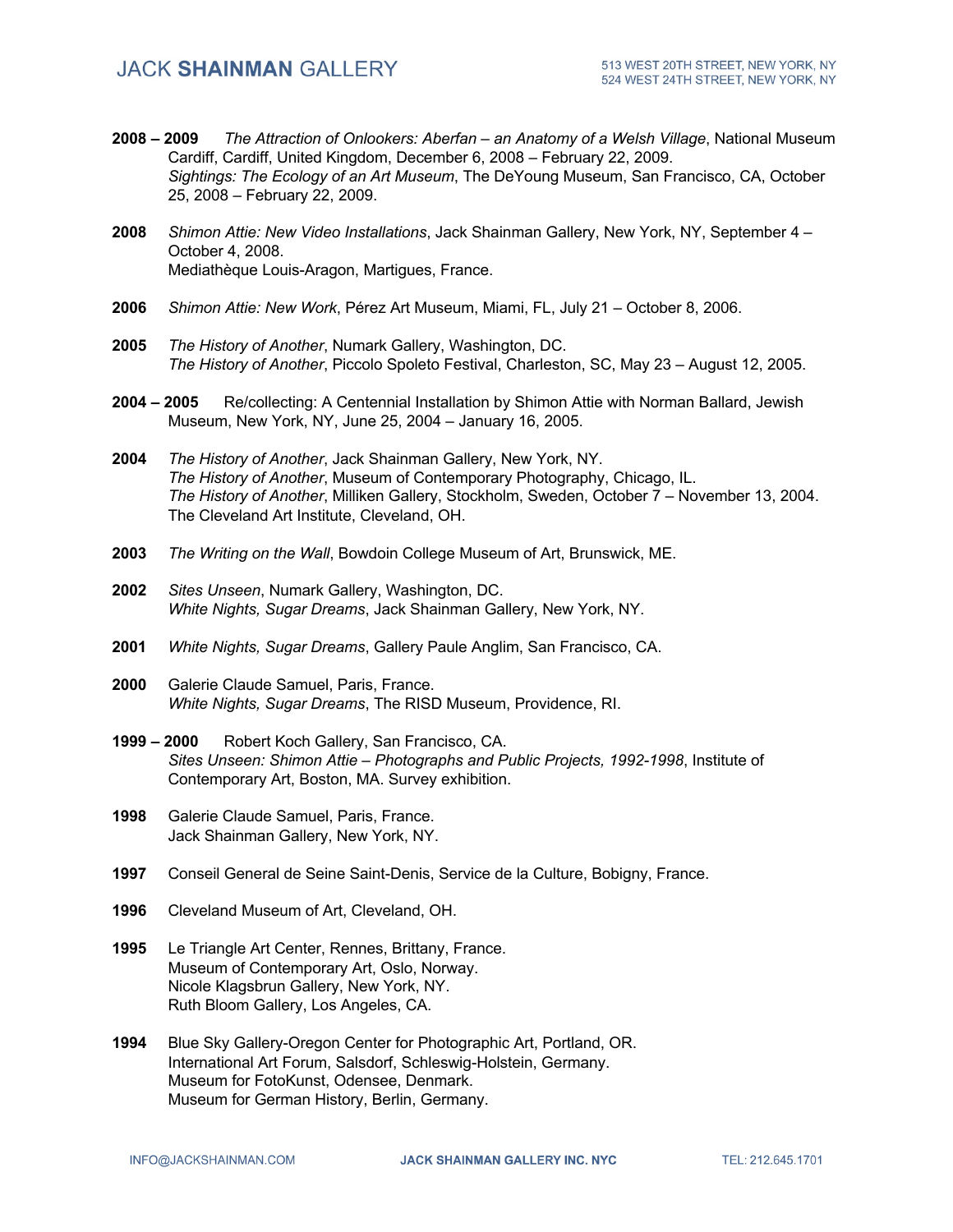**2008 – 2009** *The Attraction of Onlookers: Aberfan – an Anatomy of a Welsh Village*, National Museum Cardiff, Cardiff, United Kingdom, December 6, 2008 – February 22, 2009.
*Sightings: The Ecology of an Art Museum*, The DeYoung Museum, San Francisco, CA, October 25, 2008 – February 22, 2009.

**2008** *Shimon Attie: New Video Installations*, Jack Shainman Gallery, New York, NY, September 4 – October 4, 2008.
Mediathèque Louis-Aragon, Martigues, France.

**2006** *Shimon Attie: New Work*, Pérez Art Museum, Miami, FL, July 21 – October 8, 2006.

**2005** *The History of Another*, Numark Gallery, Washington, DC.
*The History of Another*, Piccolo Spoleto Festival, Charleston, SC, May 23 – August 12, 2005.

**2004 – 2005** Re/collecting: A Centennial Installation by Shimon Attie with Norman Ballard, Jewish Museum, New York, NY, June 25, 2004 – January 16, 2005.

**2004** *The History of Another*, Jack Shainman Gallery, New York, NY.
*The History of Another*, Museum of Contemporary Photography, Chicago, IL.
*The History of Another*, Milliken Gallery, Stockholm, Sweden, October 7 – November 13, 2004.
The Cleveland Art Institute, Cleveland, OH.

**2003** *The Writing on the Wall*, Bowdoin College Museum of Art, Brunswick, ME.

**2002** *Sites Unseen*, Numark Gallery, Washington, DC.
*White Nights, Sugar Dreams*, Jack Shainman Gallery, New York, NY.

**2001** *White Nights, Sugar Dreams*, Gallery Paule Anglim, San Francisco, CA.

**2000** Galerie Claude Samuel, Paris, France.
*White Nights, Sugar Dreams*, The RISD Museum, Providence, RI.

**1999 – 2000** Robert Koch Gallery, San Francisco, CA.
*Sites Unseen: Shimon Attie – Photographs and Public Projects, 1992-1998*, Institute of Contemporary Art, Boston, MA. Survey exhibition.

**1998** Galerie Claude Samuel, Paris, France.
Jack Shainman Gallery, New York, NY.

**1997** Conseil General de Seine Saint-Denis, Service de la Culture, Bobigny, France.

**1996** Cleveland Museum of Art, Cleveland, OH.

**1995** Le Triangle Art Center, Rennes, Brittany, France.
Museum of Contemporary Art, Oslo, Norway.
Nicole Klagsbrun Gallery, New York, NY.
Ruth Bloom Gallery, Los Angeles, CA.

**1994** Blue Sky Gallery-Oregon Center for Photographic Art, Portland, OR.
International Art Forum, Salsdorf, Schleswig-Holstein, Germany.
Museum for FotoKunst, Odensee, Denmark.
Museum for German History, Berlin, Germany.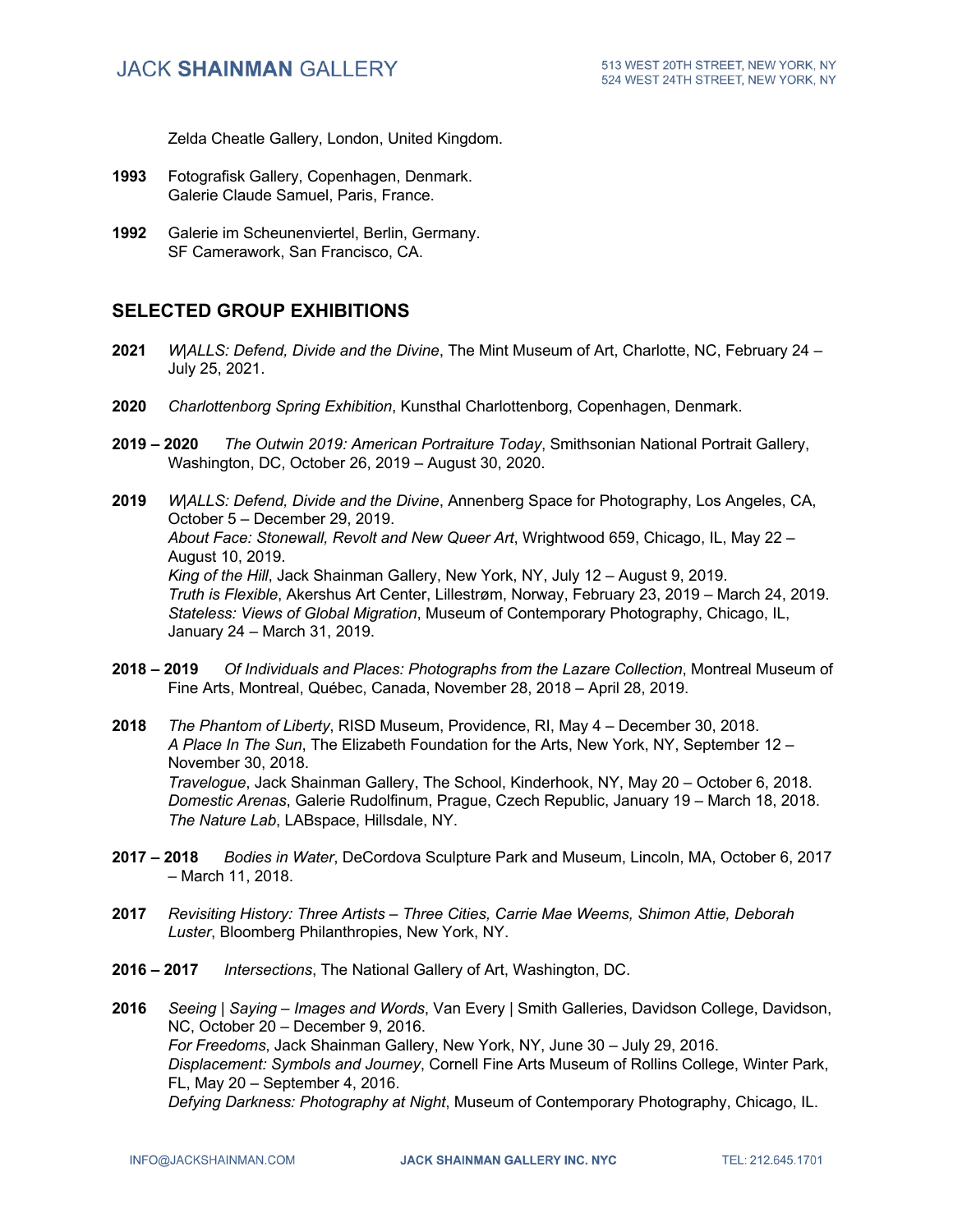Zelda Cheatle Gallery, London, United Kingdom.

**1993** Fotografisk Gallery, Copenhagen, Denmark.
Galerie Claude Samuel, Paris, France.

**1992** Galerie im Scheunenviertel, Berlin, Germany.
SF Camerawork, San Francisco, CA.

## SELECTED GROUP EXHIBITIONS

**2021** *W|ALLS: Defend, Divide and the Divine*, The Mint Museum of Art, Charlotte, NC, February 24 – July 25, 2021.

**2020** *Charlottenborg Spring Exhibition*, Kunsthal Charlottenborg, Copenhagen, Denmark.

**2019 – 2020** *The Outwin 2019: American Portraiture Today*, Smithsonian National Portrait Gallery, Washington, DC, October 26, 2019 – August 30, 2020.

**2019** *W|ALLS: Defend, Divide and the Divine*, Annenberg Space for Photography, Los Angeles, CA, October 5 – December 29, 2019.
*About Face: Stonewall, Revolt and New Queer Art*, Wrightwood 659, Chicago, IL, May 22 – August 10, 2019.
*King of the Hill*, Jack Shainman Gallery, New York, NY, July 12 – August 9, 2019.
*Truth is Flexible*, Akershus Art Center, Lillestrøm, Norway, February 23, 2019 – March 24, 2019.
*Stateless: Views of Global Migration*, Museum of Contemporary Photography, Chicago, IL, January 24 – March 31, 2019.

**2018 – 2019** *Of Individuals and Places: Photographs from the Lazare Collection*, Montreal Museum of Fine Arts, Montreal, Québec, Canada, November 28, 2018 – April 28, 2019.

**2018** *The Phantom of Liberty*, RISD Museum, Providence, RI, May 4 – December 30, 2018.
*A Place In The Sun*, The Elizabeth Foundation for the Arts, New York, NY, September 12 – November 30, 2018.
*Travelogue*, Jack Shainman Gallery, The School, Kinderhook, NY, May 20 – October 6, 2018.
*Domestic Arenas*, Galerie Rudolfinum, Prague, Czech Republic, January 19 – March 18, 2018.
*The Nature Lab*, LABspace, Hillsdale, NY.

**2017 – 2018** *Bodies in Water*, DeCordova Sculpture Park and Museum, Lincoln, MA, October 6, 2017 – March 11, 2018.

**2017** *Revisiting History: Three Artists – Three Cities, Carrie Mae Weems, Shimon Attie, Deborah Luster*, Bloomberg Philanthropies, New York, NY.

**2016 – 2017** *Intersections*, The National Gallery of Art, Washington, DC.

**2016** *Seeing | Saying – Images and Words*, Van Every | Smith Galleries, Davidson College, Davidson, NC, October 20 – December 9, 2016.
*For Freedoms*, Jack Shainman Gallery, New York, NY, June 30 – July 29, 2016.
*Displacement: Symbols and Journey*, Cornell Fine Arts Museum of Rollins College, Winter Park, FL, May 20 – September 4, 2016.
*Defying Darkness: Photography at Night*, Museum of Contemporary Photography, Chicago, IL.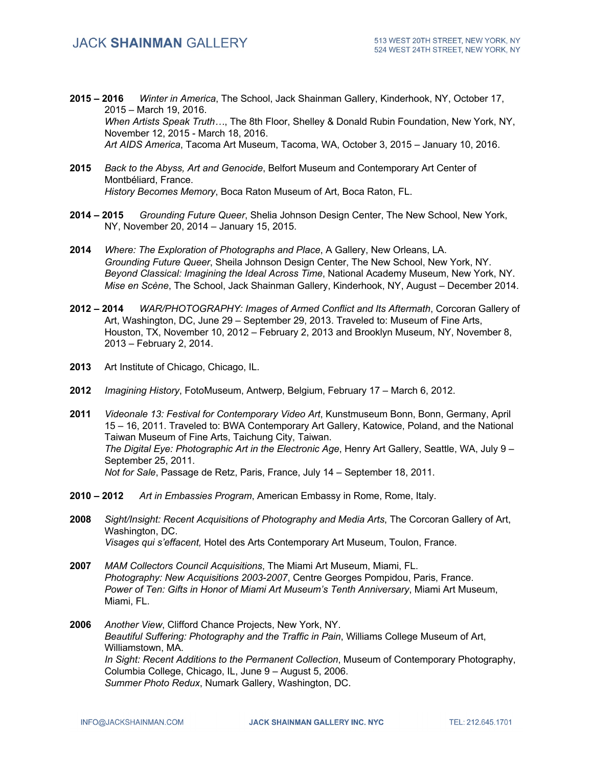**2015 – 2016** *Winter in America*, The School, Jack Shainman Gallery, Kinderhook, NY, October 17, 2015 – March 19, 2016.
*When Artists Speak Truth…*, The 8th Floor, Shelley & Donald Rubin Foundation, New York, NY, November 12, 2015 - March 18, 2016.
*Art AIDS America*, Tacoma Art Museum, Tacoma, WA, October 3, 2015 – January 10, 2016.

**2015** *Back to the Abyss, Art and Genocide*, Belfort Museum and Contemporary Art Center of Montbéliard, France.
*History Becomes Memory*, Boca Raton Museum of Art, Boca Raton, FL.

**2014 – 2015** *Grounding Future Queer*, Shelia Johnson Design Center, The New School, New York, NY, November 20, 2014 – January 15, 2015.

**2014** *Where: The Exploration of Photographs and Place*, A Gallery, New Orleans, LA.
*Grounding Future Queer*, Sheila Johnson Design Center, The New School, New York, NY.
*Beyond Classical: Imagining the Ideal Across Time*, National Academy Museum, New York, NY.
*Mise en Scène*, The School, Jack Shainman Gallery, Kinderhook, NY, August – December 2014.

**2012 – 2014** *WAR/PHOTOGRAPHY: Images of Armed Conflict and Its Aftermath*, Corcoran Gallery of Art, Washington, DC, June 29 – September 29, 2013. Traveled to: Museum of Fine Arts, Houston, TX, November 10, 2012 – February 2, 2013 and Brooklyn Museum, NY, November 8, 2013 – February 2, 2014.

**2013** Art Institute of Chicago, Chicago, IL.

**2012** *Imagining History*, FotoMuseum, Antwerp, Belgium, February 17 – March 6, 2012.

**2011** *Videonale 13: Festival for Contemporary Video Art*, Kunstmuseum Bonn, Bonn, Germany, April 15 – 16, 2011. Traveled to: BWA Contemporary Art Gallery, Katowice, Poland, and the National Taiwan Museum of Fine Arts, Taichung City, Taiwan.
*The Digital Eye: Photographic Art in the Electronic Age*, Henry Art Gallery, Seattle, WA, July 9 – September 25, 2011.
*Not for Sale*, Passage de Retz, Paris, France, July 14 – September 18, 2011.

**2010 – 2012** *Art in Embassies Program*, American Embassy in Rome, Rome, Italy.

**2008** *Sight/Insight: Recent Acquisitions of Photography and Media Arts*, The Corcoran Gallery of Art, Washington, DC.
*Visages qui s'effacent,* Hotel des Arts Contemporary Art Museum, Toulon, France.

**2007** *MAM Collectors Council Acquisitions*, The Miami Art Museum, Miami, FL.
*Photography: New Acquisitions 2003-2007*, Centre Georges Pompidou, Paris, France.
*Power of Ten: Gifts in Honor of Miami Art Museum's Tenth Anniversary*, Miami Art Museum, Miami, FL.

**2006** *Another View*, Clifford Chance Projects, New York, NY.
*Beautiful Suffering: Photography and the Traffic in Pain*, Williams College Museum of Art, Williamstown, MA.
*In Sight: Recent Additions to the Permanent Collection*, Museum of Contemporary Photography, Columbia College, Chicago, IL, June 9 – August 5, 2006.
*Summer Photo Redux*, Numark Gallery, Washington, DC.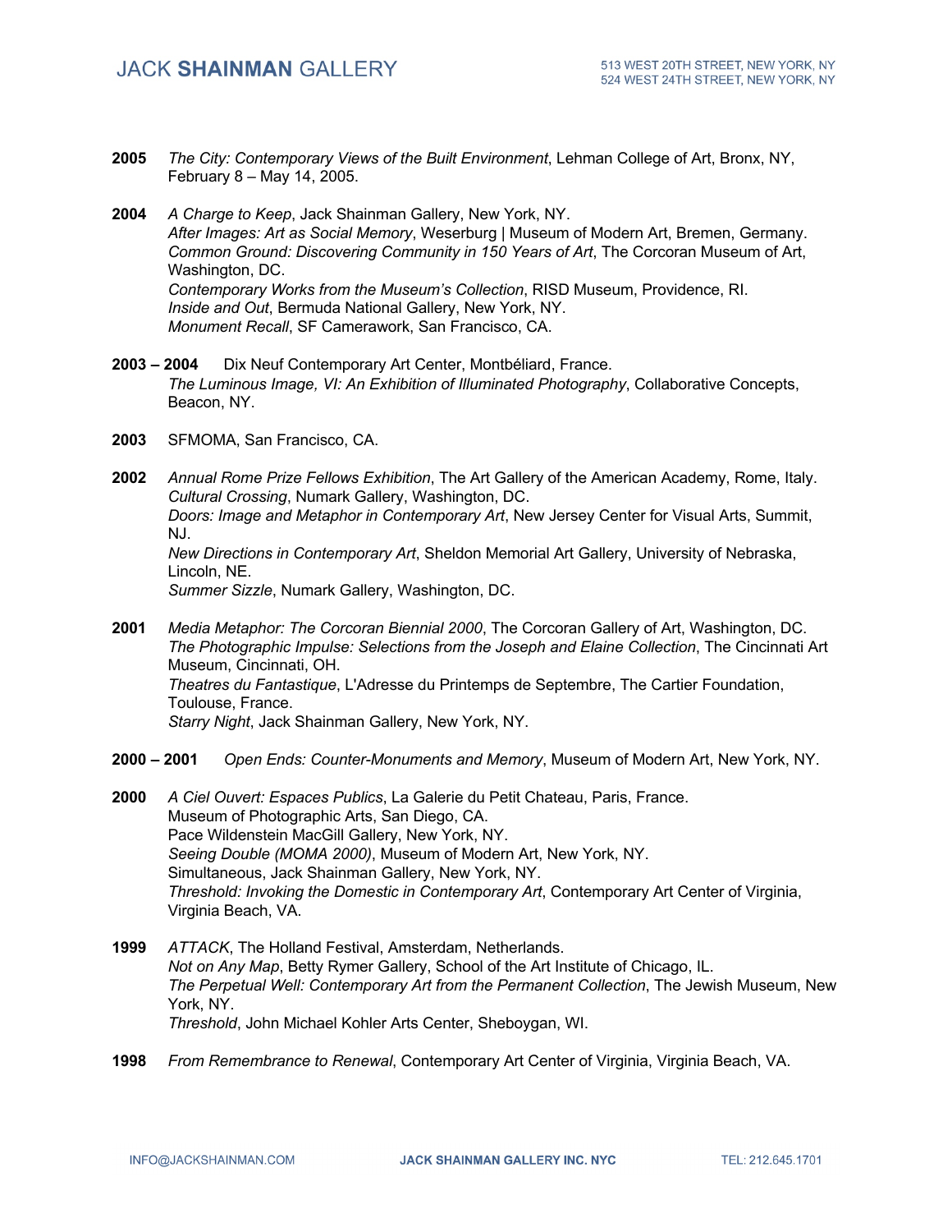**2005** *The City: Contemporary Views of the Built Environment*, Lehman College of Art, Bronx, NY, February 8 – May 14, 2005.

**2004** *A Charge to Keep*, Jack Shainman Gallery, New York, NY.
*After Images: Art as Social Memory*, Weserburg | Museum of Modern Art, Bremen, Germany.
*Common Ground: Discovering Community in 150 Years of Art*, The Corcoran Museum of Art, Washington, DC.
*Contemporary Works from the Museum's Collection*, RISD Museum, Providence, RI.
*Inside and Out*, Bermuda National Gallery, New York, NY.
*Monument Recall*, SF Camerawork, San Francisco, CA.

**2003 – 2004** Dix Neuf Contemporary Art Center, Montbéliard, France.
*The Luminous Image, VI: An Exhibition of Illuminated Photography*, Collaborative Concepts, Beacon, NY.

**2003** SFMOMA, San Francisco, CA.

**2002** *Annual Rome Prize Fellows Exhibition*, The Art Gallery of the American Academy, Rome, Italy.
*Cultural Crossing*, Numark Gallery, Washington, DC.
*Doors: Image and Metaphor in Contemporary Art*, New Jersey Center for Visual Arts, Summit, NJ.
*New Directions in Contemporary Art*, Sheldon Memorial Art Gallery, University of Nebraska, Lincoln, NE.
*Summer Sizzle*, Numark Gallery, Washington, DC.

**2001** *Media Metaphor: The Corcoran Biennial 2000*, The Corcoran Gallery of Art, Washington, DC.
*The Photographic Impulse: Selections from the Joseph and Elaine Collection*, The Cincinnati Art Museum, Cincinnati, OH.
*Theatres du Fantastique*, L'Adresse du Printemps de Septembre, The Cartier Foundation, Toulouse, France.
*Starry Night*, Jack Shainman Gallery, New York, NY.

**2000 – 2001** *Open Ends: Counter-Monuments and Memory*, Museum of Modern Art, New York, NY.

**2000** *A Ciel Ouvert: Espaces Publics*, La Galerie du Petit Chateau, Paris, France.
Museum of Photographic Arts, San Diego, CA.
Pace Wildenstein MacGill Gallery, New York, NY.
*Seeing Double (MOMA 2000)*, Museum of Modern Art, New York, NY.
Simultaneous, Jack Shainman Gallery, New York, NY.
*Threshold: Invoking the Domestic in Contemporary Art*, Contemporary Art Center of Virginia, Virginia Beach, VA.

**1999** *ATTACK*, The Holland Festival, Amsterdam, Netherlands.
*Not on Any Map*, Betty Rymer Gallery, School of the Art Institute of Chicago, IL.
*The Perpetual Well: Contemporary Art from the Permanent Collection*, The Jewish Museum, New York, NY.
*Threshold*, John Michael Kohler Arts Center, Sheboygan, WI.

**1998** *From Remembrance to Renewal*, Contemporary Art Center of Virginia, Virginia Beach, VA.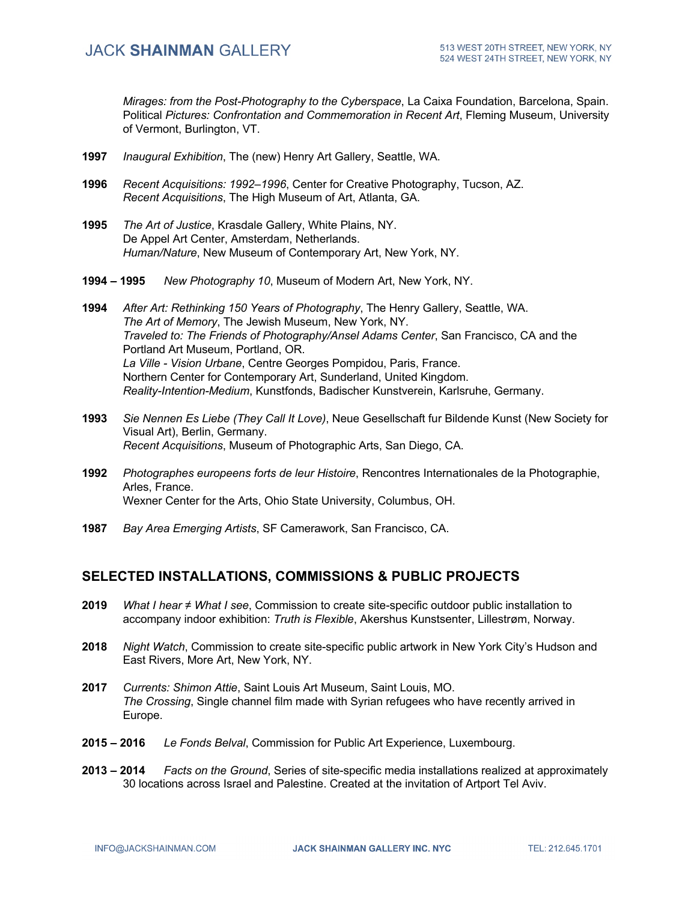*Mirages: from the Post-Photography to the Cyberspace*, La Caixa Foundation, Barcelona, Spain.
Political *Pictures: Confrontation and Commemoration in Recent Art*, Fleming Museum, University of Vermont, Burlington, VT.

**1997** *Inaugural Exhibition*, The (new) Henry Art Gallery, Seattle, WA.

**1996** *Recent Acquisitions: 1992–1996*, Center for Creative Photography, Tucson, AZ.
*Recent Acquisitions*, The High Museum of Art, Atlanta, GA.

**1995** *The Art of Justice*, Krasdale Gallery, White Plains, NY.
De Appel Art Center, Amsterdam, Netherlands.
*Human/Nature*, New Museum of Contemporary Art, New York, NY.

**1994 – 1995** *New Photography 10*, Museum of Modern Art, New York, NY.

**1994** *After Art: Rethinking 150 Years of Photography*, The Henry Gallery, Seattle, WA.
*The Art of Memory*, The Jewish Museum, New York, NY.
*Traveled to: The Friends of Photography/Ansel Adams Center*, San Francisco, CA and the Portland Art Museum, Portland, OR.
*La Ville - Vision Urbane*, Centre Georges Pompidou, Paris, France.
Northern Center for Contemporary Art, Sunderland, United Kingdom.
*Reality-Intention-Medium*, Kunstfonds, Badischer Kunstverein, Karlsruhe, Germany.

**1993** *Sie Nennen Es Liebe (They Call It Love)*, Neue Gesellschaft fur Bildende Kunst (New Society for Visual Art), Berlin, Germany.
*Recent Acquisitions*, Museum of Photographic Arts, San Diego, CA.

**1992** *Photographes europeens forts de leur Histoire*, Rencontres Internationales de la Photographie, Arles, France.
Wexner Center for the Arts, Ohio State University, Columbus, OH.

**1987** *Bay Area Emerging Artists*, SF Camerawork, San Francisco, CA.

## SELECTED INSTALLATIONS, COMMISSIONS & PUBLIC PROJECTS

**2019** *What I hear ≠ What I see*, Commission to create site-specific outdoor public installation to accompany indoor exhibition: *Truth is Flexible*, Akershus Kunstsenter, Lillestrøm, Norway.

**2018** *Night Watch*, Commission to create site-specific public artwork in New York City's Hudson and East Rivers, More Art, New York, NY.

**2017** *Currents: Shimon Attie*, Saint Louis Art Museum, Saint Louis, MO.
*The Crossing*, Single channel film made with Syrian refugees who have recently arrived in Europe.

**2015 – 2016** *Le Fonds Belval*, Commission for Public Art Experience, Luxembourg.

**2013 – 2014** *Facts on the Ground*, Series of site-specific media installations realized at approximately 30 locations across Israel and Palestine. Created at the invitation of Artport Tel Aviv.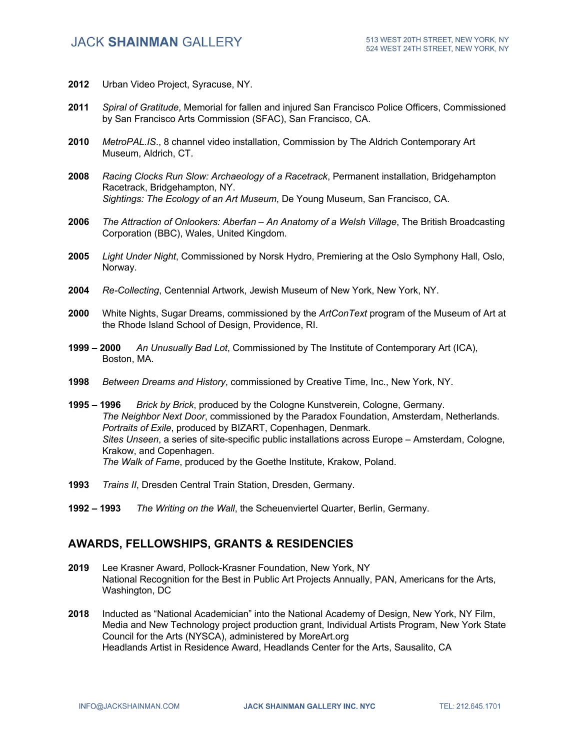**2012** Urban Video Project, Syracuse, NY.

**2011** *Spiral of Gratitude*, Memorial for fallen and injured San Francisco Police Officers, Commissioned by San Francisco Arts Commission (SFAC), San Francisco, CA.

**2010** *MetroPAL.IS.*, 8 channel video installation, Commission by The Aldrich Contemporary Art Museum, Aldrich, CT.

**2008** *Racing Clocks Run Slow: Archaeology of a Racetrack*, Permanent installation, Bridgehampton Racetrack, Bridgehampton, NY.
*Sightings: The Ecology of an Art Museum*, De Young Museum, San Francisco, CA.

**2006** *The Attraction of Onlookers: Aberfan – An Anatomy of a Welsh Village*, The British Broadcasting Corporation (BBC), Wales, United Kingdom.

**2005** *Light Under Night*, Commissioned by Norsk Hydro, Premiering at the Oslo Symphony Hall, Oslo, Norway.

**2004** *Re-Collecting*, Centennial Artwork, Jewish Museum of New York, New York, NY.

**2000** White Nights, Sugar Dreams, commissioned by the *ArtConText* program of the Museum of Art at the Rhode Island School of Design, Providence, RI.

**1999 – 2000** *An Unusually Bad Lot*, Commissioned by The Institute of Contemporary Art (ICA), Boston, MA.

**1998** *Between Dreams and History*, commissioned by Creative Time, Inc., New York, NY.

**1995 – 1996** *Brick by Brick*, produced by the Cologne Kunstverein, Cologne, Germany.
*The Neighbor Next Door*, commissioned by the Paradox Foundation, Amsterdam, Netherlands.
*Portraits of Exile*, produced by BIZART, Copenhagen, Denmark.
*Sites Unseen*, a series of site-specific public installations across Europe – Amsterdam, Cologne, Krakow, and Copenhagen.
*The Walk of Fame*, produced by the Goethe Institute, Krakow, Poland.

**1993** *Trains II*, Dresden Central Train Station, Dresden, Germany.

**1992 – 1993** *The Writing on the Wall*, the Scheuenviertel Quarter, Berlin, Germany.

## AWARDS, FELLOWSHIPS, GRANTS & RESIDENCIES

**2019** Lee Krasner Award, Pollock-Krasner Foundation, New York, NY
National Recognition for the Best in Public Art Projects Annually, PAN, Americans for the Arts, Washington, DC

**2018** Inducted as "National Academician" into the National Academy of Design, New York, NY Film, Media and New Technology project production grant, Individual Artists Program, New York State Council for the Arts (NYSCA), administered by MoreArt.org
Headlands Artist in Residence Award, Headlands Center for the Arts, Sausalito, CA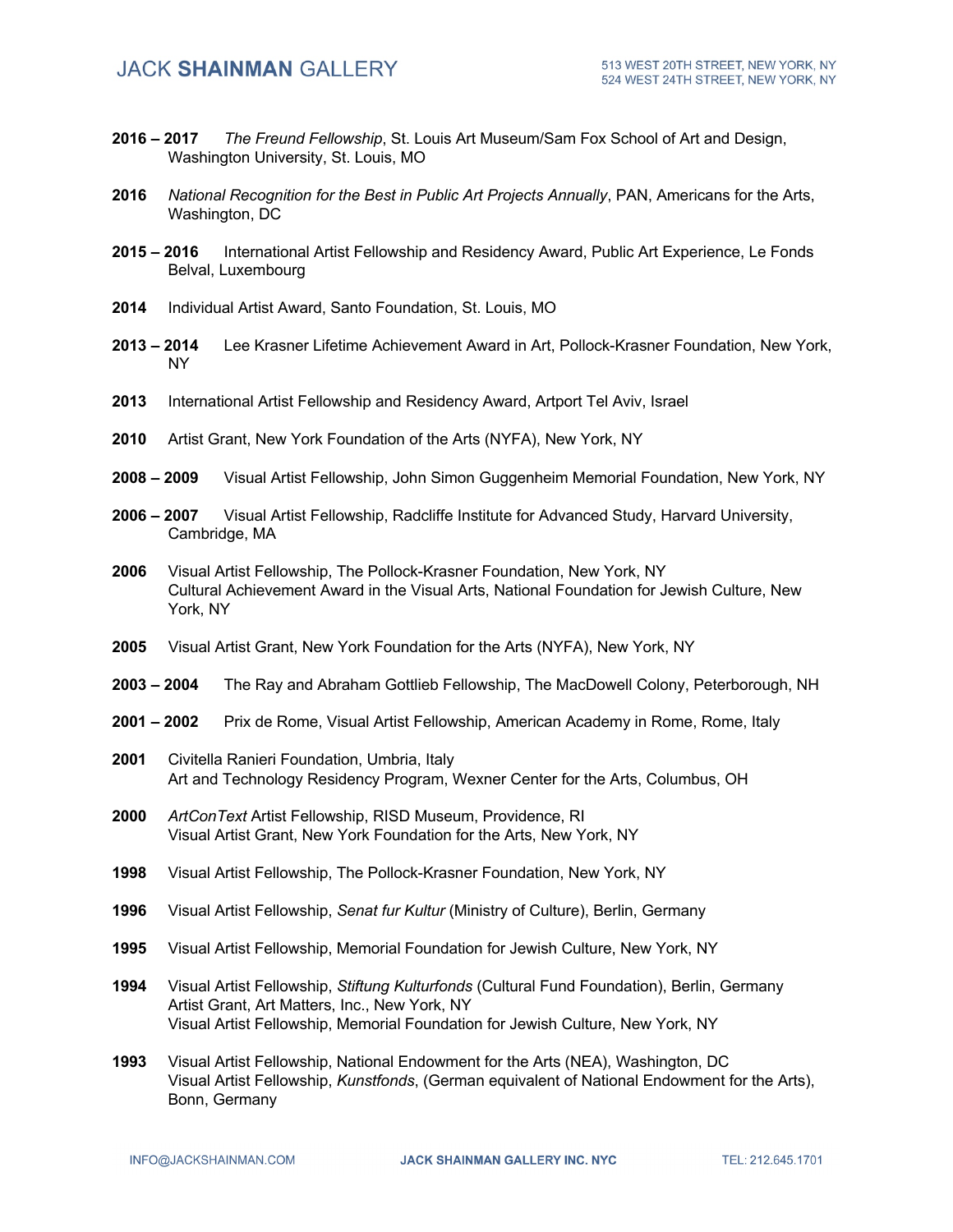**2016 – 2017** *The Freund Fellowship*, St. Louis Art Museum/Sam Fox School of Art and Design, Washington University, St. Louis, MO

**2016** *National Recognition for the Best in Public Art Projects Annually*, PAN, Americans for the Arts, Washington, DC

**2015 – 2016** International Artist Fellowship and Residency Award, Public Art Experience, Le Fonds Belval, Luxembourg

**2014** Individual Artist Award, Santo Foundation, St. Louis, MO

**2013 – 2014** Lee Krasner Lifetime Achievement Award in Art, Pollock-Krasner Foundation, New York, NY

**2013** International Artist Fellowship and Residency Award, Artport Tel Aviv, Israel

**2010** Artist Grant, New York Foundation of the Arts (NYFA), New York, NY

**2008 – 2009** Visual Artist Fellowship, John Simon Guggenheim Memorial Foundation, New York, NY

**2006 – 2007** Visual Artist Fellowship, Radcliffe Institute for Advanced Study, Harvard University, Cambridge, MA

**2006** Visual Artist Fellowship, The Pollock-Krasner Foundation, New York, NY
Cultural Achievement Award in the Visual Arts, National Foundation for Jewish Culture, New York, NY

**2005** Visual Artist Grant, New York Foundation for the Arts (NYFA), New York, NY

**2003 – 2004** The Ray and Abraham Gottlieb Fellowship, The MacDowell Colony, Peterborough, NH

**2001 – 2002** Prix de Rome, Visual Artist Fellowship, American Academy in Rome, Rome, Italy

**2001** Civitella Ranieri Foundation, Umbria, Italy
Art and Technology Residency Program, Wexner Center for the Arts, Columbus, OH

**2000** *ArtConText* Artist Fellowship, RISD Museum, Providence, RI
Visual Artist Grant, New York Foundation for the Arts, New York, NY

**1998** Visual Artist Fellowship, The Pollock-Krasner Foundation, New York, NY

**1996** Visual Artist Fellowship, *Senat fur Kultur* (Ministry of Culture), Berlin, Germany

**1995** Visual Artist Fellowship, Memorial Foundation for Jewish Culture, New York, NY

**1994** Visual Artist Fellowship, *Stiftung Kulturfonds* (Cultural Fund Foundation), Berlin, Germany
Artist Grant, Art Matters, Inc., New York, NY
Visual Artist Fellowship, Memorial Foundation for Jewish Culture, New York, NY

**1993** Visual Artist Fellowship, National Endowment for the Arts (NEA), Washington, DC
Visual Artist Fellowship, *Kunstfonds*, (German equivalent of National Endowment for the Arts), Bonn, Germany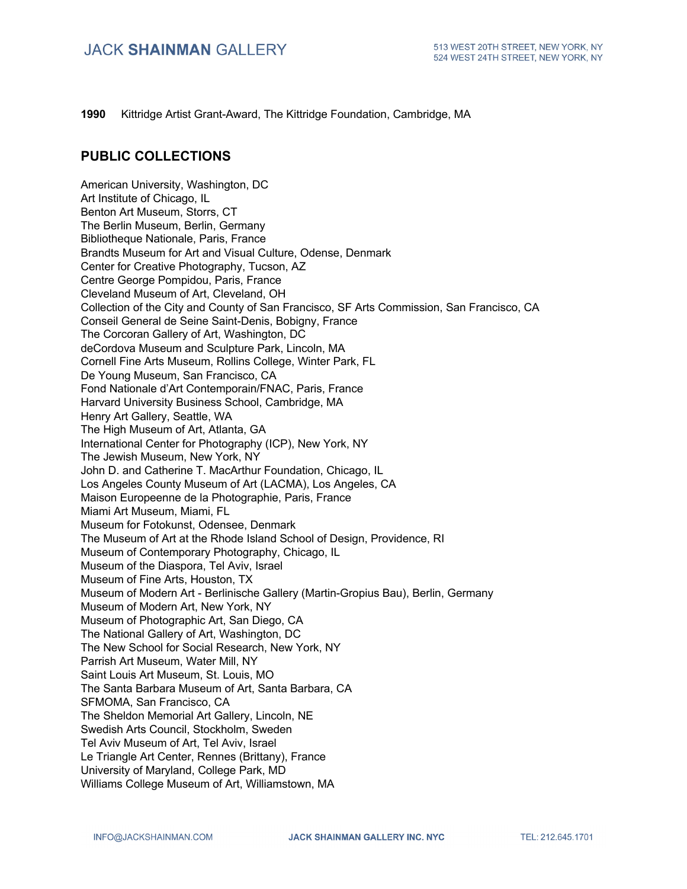**1990** Kittridge Artist Grant-Award, The Kittridge Foundation, Cambridge, MA

## PUBLIC COLLECTIONS

American University, Washington, DC
Art Institute of Chicago, IL
Benton Art Museum, Storrs, CT
The Berlin Museum, Berlin, Germany
Bibliotheque Nationale, Paris, France
Brandts Museum for Art and Visual Culture, Odense, Denmark
Center for Creative Photography, Tucson, AZ
Centre George Pompidou, Paris, France
Cleveland Museum of Art, Cleveland, OH
Collection of the City and County of San Francisco, SF Arts Commission, San Francisco, CA
Conseil General de Seine Saint-Denis, Bobigny, France
The Corcoran Gallery of Art, Washington, DC
deCordova Museum and Sculpture Park, Lincoln, MA
Cornell Fine Arts Museum, Rollins College, Winter Park, FL
De Young Museum, San Francisco, CA
Fond Nationale d'Art Contemporain/FNAC, Paris, France
Harvard University Business School, Cambridge, MA
Henry Art Gallery, Seattle, WA
The High Museum of Art, Atlanta, GA
International Center for Photography (ICP), New York, NY
The Jewish Museum, New York, NY
John D. and Catherine T. MacArthur Foundation, Chicago, IL
Los Angeles County Museum of Art (LACMA), Los Angeles, CA
Maison Europeenne de la Photographie, Paris, France
Miami Art Museum, Miami, FL
Museum for Fotokunst, Odensee, Denmark
The Museum of Art at the Rhode Island School of Design, Providence, RI
Museum of Contemporary Photography, Chicago, IL
Museum of the Diaspora, Tel Aviv, Israel
Museum of Fine Arts, Houston, TX
Museum of Modern Art - Berlinische Gallery (Martin-Gropius Bau), Berlin, Germany
Museum of Modern Art, New York, NY
Museum of Photographic Art, San Diego, CA
The National Gallery of Art, Washington, DC
The New School for Social Research, New York, NY
Parrish Art Museum, Water Mill, NY
Saint Louis Art Museum, St. Louis, MO
The Santa Barbara Museum of Art, Santa Barbara, CA
SFMOMA, San Francisco, CA
The Sheldon Memorial Art Gallery, Lincoln, NE
Swedish Arts Council, Stockholm, Sweden
Tel Aviv Museum of Art, Tel Aviv, Israel
Le Triangle Art Center, Rennes (Brittany), France
University of Maryland, College Park, MD
Williams College Museum of Art, Williamstown, MA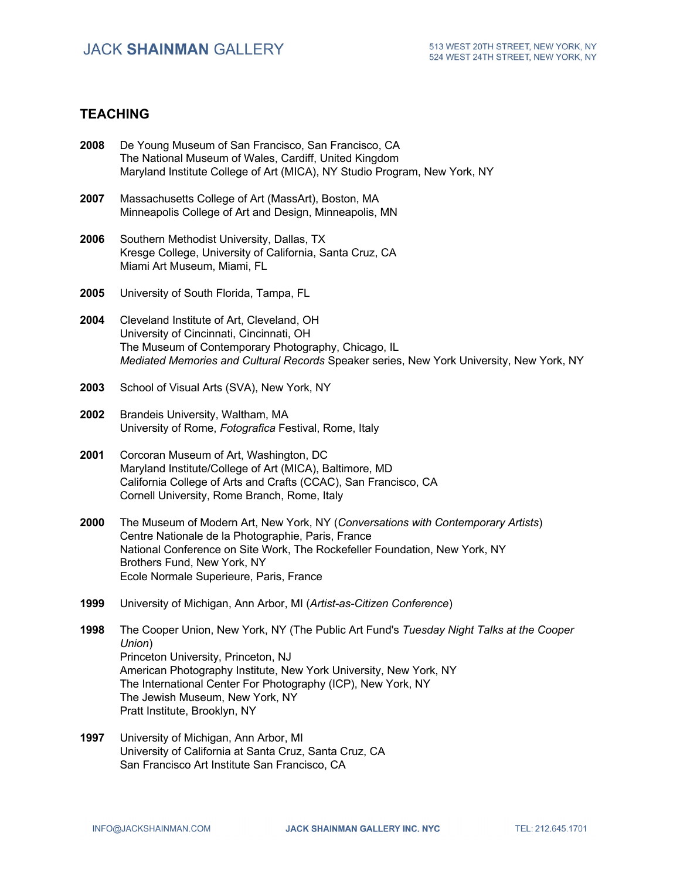## TEACHING

**2008** De Young Museum of San Francisco, San Francisco, CA
The National Museum of Wales, Cardiff, United Kingdom
Maryland Institute College of Art (MICA), NY Studio Program, New York, NY

**2007** Massachusetts College of Art (MassArt), Boston, MA
Minneapolis College of Art and Design, Minneapolis, MN

**2006** Southern Methodist University, Dallas, TX
Kresge College, University of California, Santa Cruz, CA
Miami Art Museum, Miami, FL

**2005** University of South Florida, Tampa, FL

**2004** Cleveland Institute of Art, Cleveland, OH
University of Cincinnati, Cincinnati, OH
The Museum of Contemporary Photography, Chicago, IL
*Mediated Memories and Cultural Records* Speaker series, New York University, New York, NY

**2003** School of Visual Arts (SVA), New York, NY

**2002** Brandeis University, Waltham, MA
University of Rome, *Fotografica* Festival, Rome, Italy

**2001** Corcoran Museum of Art, Washington, DC
Maryland Institute/College of Art (MICA), Baltimore, MD
California College of Arts and Crafts (CCAC), San Francisco, CA
Cornell University, Rome Branch, Rome, Italy

**2000** The Museum of Modern Art, New York, NY (*Conversations with Contemporary Artists*)
Centre Nationale de la Photographie, Paris, France
National Conference on Site Work, The Rockefeller Foundation, New York, NY
Brothers Fund, New York, NY
Ecole Normale Superieure, Paris, France

**1999** University of Michigan, Ann Arbor, MI (*Artist-as-Citizen Conference*)

**1998** The Cooper Union, New York, NY (The Public Art Fund's *Tuesday Night Talks at the Cooper Union*)
Princeton University, Princeton, NJ
American Photography Institute, New York University, New York, NY
The International Center For Photography (ICP), New York, NY
The Jewish Museum, New York, NY
Pratt Institute, Brooklyn, NY

**1997** University of Michigan, Ann Arbor, MI
University of California at Santa Cruz, Santa Cruz, CA
San Francisco Art Institute San Francisco, CA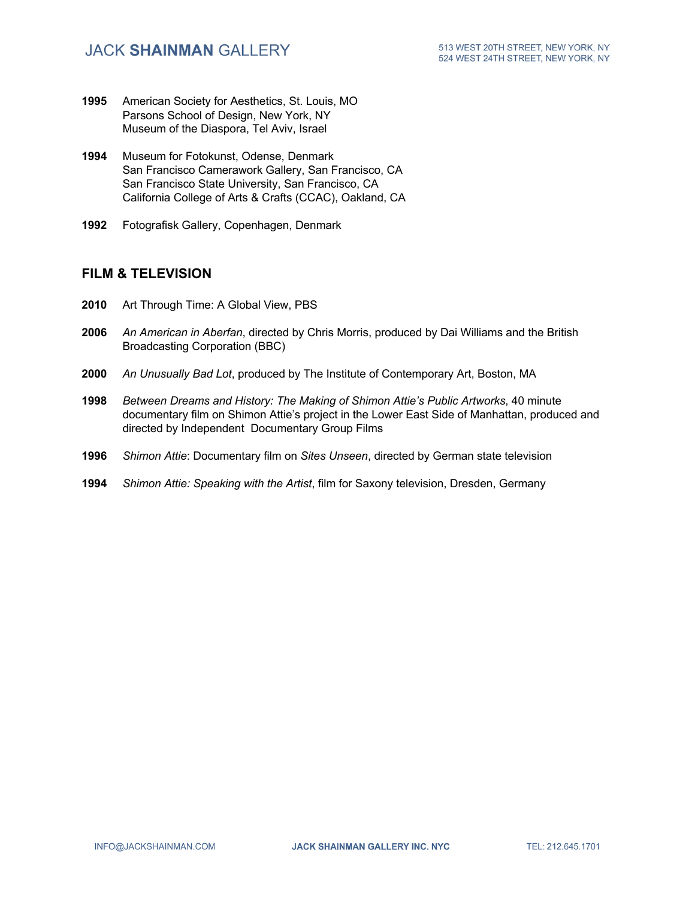**1995** American Society for Aesthetics, St. Louis, MO
Parsons School of Design, New York, NY
Museum of the Diaspora, Tel Aviv, Israel

**1994** Museum for Fotokunst, Odense, Denmark
San Francisco Camerawork Gallery, San Francisco, CA
San Francisco State University, San Francisco, CA
California College of Arts & Crafts (CCAC), Oakland, CA

**1992** Fotografisk Gallery, Copenhagen, Denmark

## FILM & TELEVISION

**2010** Art Through Time: A Global View, PBS

**2006** *An American in Aberfan*, directed by Chris Morris, produced by Dai Williams and the British Broadcasting Corporation (BBC)

**2000** *An Unusually Bad Lot*, produced by The Institute of Contemporary Art, Boston, MA

**1998** *Between Dreams and History: The Making of Shimon Attie's Public Artworks*, 40 minute documentary film on Shimon Attie's project in the Lower East Side of Manhattan, produced and directed by Independent Documentary Group Films

**1996** *Shimon Attie*: Documentary film on *Sites Unseen*, directed by German state television

**1994** *Shimon Attie: Speaking with the Artist*, film for Saxony television, Dresden, Germany